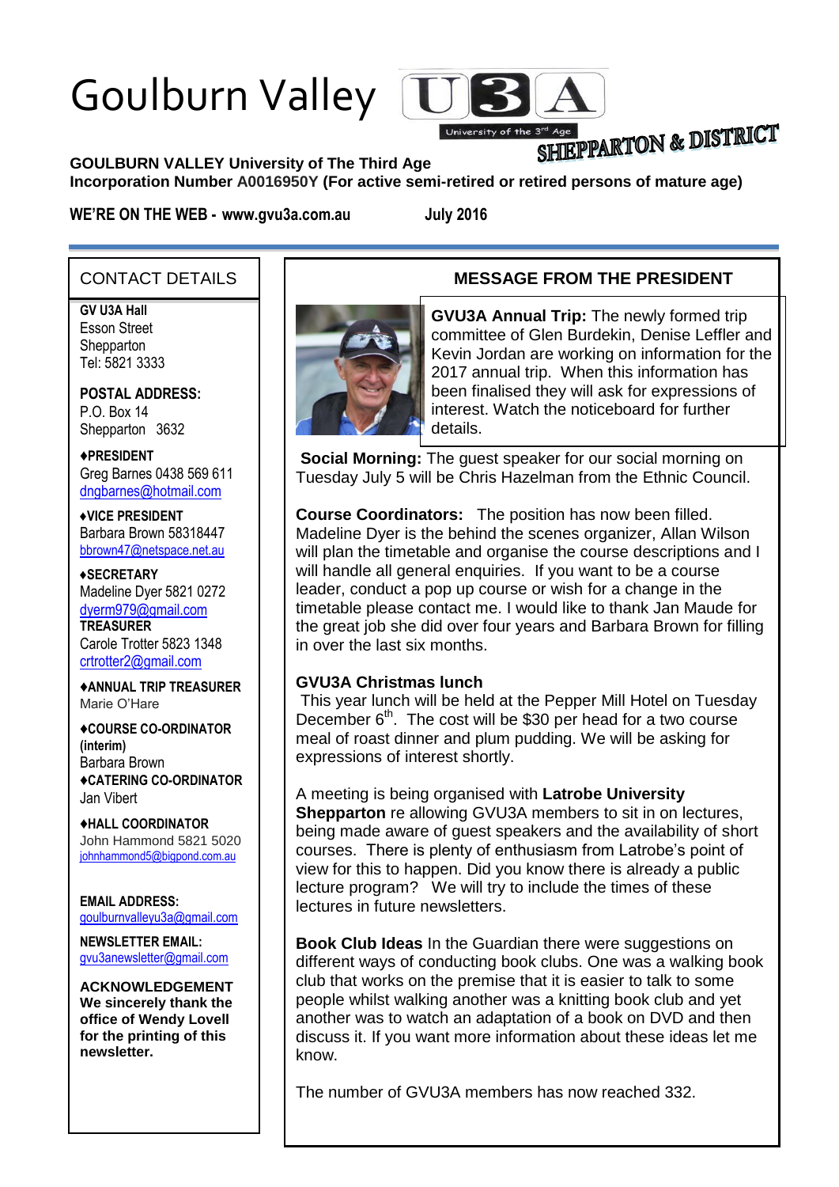# Goulburn Valley U3A

University of the 3rd Age

SHEPPARTON & DISTRICT

**GOULBURN VALLEY University of The Third Age**
**Incorporation Number A0016950Y (For active semi-retired or retired persons of mature age)**

**WE'RE ON THE WEB - www.gvu3a.com.au** **July 2016**

## CONTACT DETAILS

**GV U3A Hall**
Esson Street
Shepparton
Tel: 5821 3333

**POSTAL ADDRESS:**
P.O. Box 14
Shepparton 3632

**♦PRESIDENT**
Greg Barnes 0438 569 611
dngbarnes@hotmail.com

**♦VICE PRESIDENT**
Barbara Brown 58318447
bbrown47@netspace.net.au

**♦SECRETARY**
Madeline Dyer 5821 0272
dyerm979@gmail.com

**TREASURER**
Carole Trotter 5823 1348
crtrotter2@gmail.com

**♦ANNUAL TRIP TREASURER**
Marie O'Hare

**♦COURSE CO-ORDINATOR (interim)**
Barbara Brown

**♦CATERING CO-ORDINATOR**
Jan Vibert

**♦HALL COORDINATOR**
John Hammond 5821 5020
johnhammond5@bigpond.com.au

**EMAIL ADDRESS:**
goulburnvalleyu3a@gmail.com

**NEWSLETTER EMAIL:**
gvu3anewsletter@gmail.com

**ACKNOWLEDGEMENT**
**We sincerely thank the office of Wendy Lovell for the printing of this newsletter.**

## MESSAGE FROM THE PRESIDENT

**GVU3A Annual Trip:** The newly formed trip committee of Glen Burdekin, Denise Leffler and Kevin Jordan are working on information for the 2017 annual trip. When this information has been finalised they will ask for expressions of interest. Watch the noticeboard for further details.

**Social Morning:** The guest speaker for our social morning on Tuesday July 5 will be Chris Hazelman from the Ethnic Council.

**Course Coordinators:** The position has now been filled. Madeline Dyer is the behind the scenes organizer, Allan Wilson will plan the timetable and organise the course descriptions and I will handle all general enquiries. If you want to be a course leader, conduct a pop up course or wish for a change in the timetable please contact me. I would like to thank Jan Maude for the great job she did over four years and Barbara Brown for filling in over the last six months.

**GVU3A Christmas lunch**
This year lunch will be held at the Pepper Mill Hotel on Tuesday December 6th. The cost will be $30 per head for a two course meal of roast dinner and plum pudding. We will be asking for expressions of interest shortly.

A meeting is being organised with **Latrobe University Shepparton** re allowing GVU3A members to sit in on lectures, being made aware of guest speakers and the availability of short courses. There is plenty of enthusiasm from Latrobe's point of view for this to happen. Did you know there is already a public lecture program? We will try to include the times of these lectures in future newsletters.

**Book Club Ideas** In the Guardian there were suggestions on different ways of conducting book clubs. One was a walking book club that works on the premise that it is easier to talk to some people whilst walking another was a knitting book club and yet another was to watch an adaptation of a book on DVD and then discuss it. If you want more information about these ideas let me know.

The number of GVU3A members has now reached 332.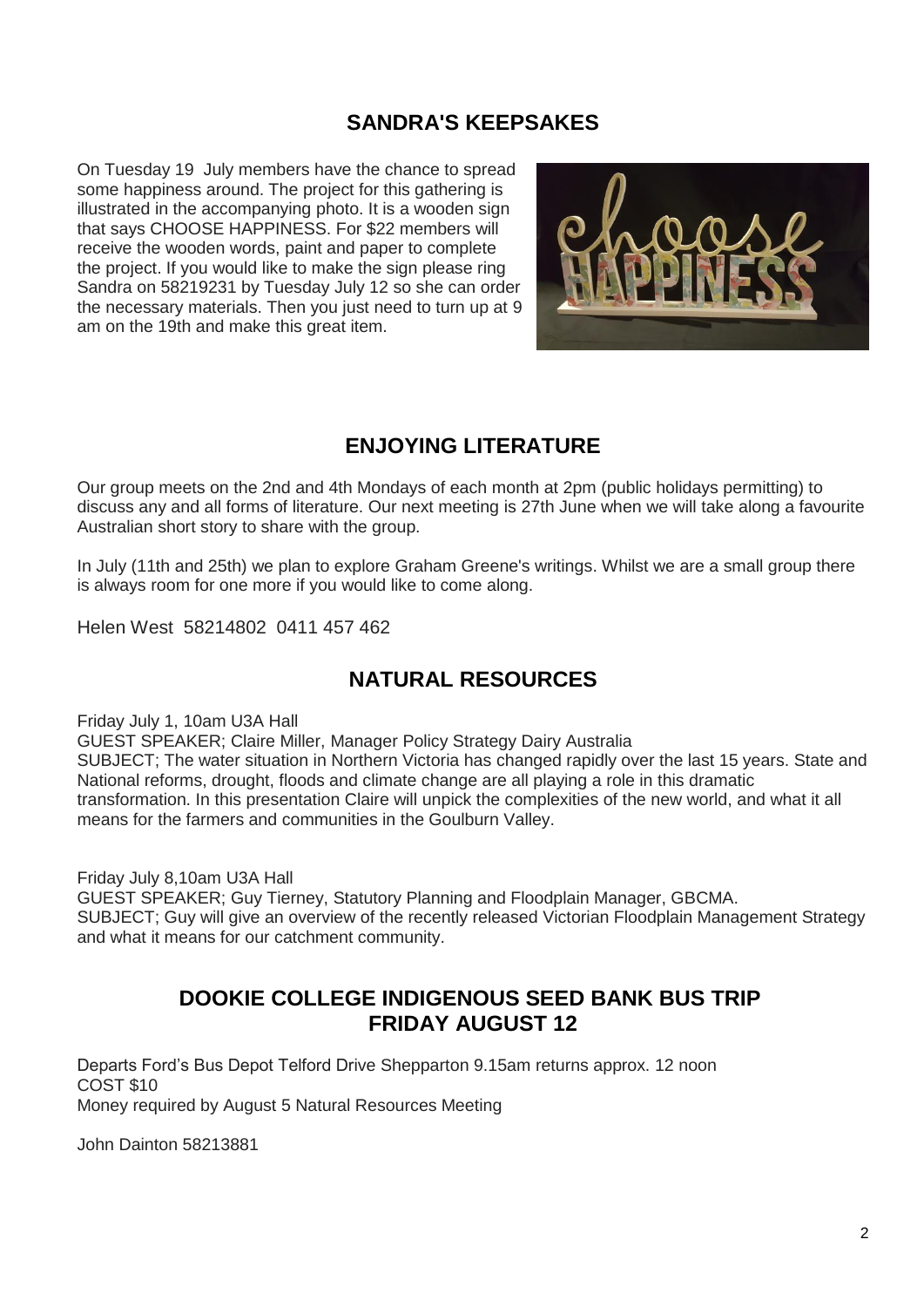## SANDRA'S KEEPSAKES

On Tuesday 19 July members have the chance to spread some happiness around. The project for this gathering is illustrated in the accompanying photo. It is a wooden sign that says CHOOSE HAPPINESS. For $22 members will receive the wooden words, paint and paper to complete the project. If you would like to make the sign please ring Sandra on 58219231 by Tuesday July 12 so she can order the necessary materials. Then you just need to turn up at 9 am on the 19th and make this great item.

## ENJOYING LITERATURE

Our group meets on the 2nd and 4th Mondays of each month at 2pm (public holidays permitting) to discuss any and all forms of literature. Our next meeting is 27th June when we will take along a favourite Australian short story to share with the group.

In July (11th and 25th) we plan to explore Graham Greene's writings. Whilst we are a small group there is always room for one more if you would like to come along.

Helen West 58214802 0411 457 462

## NATURAL RESOURCES

Friday July 1, 10am U3A Hall
GUEST SPEAKER; Claire Miller, Manager Policy Strategy Dairy Australia
SUBJECT; The water situation in Northern Victoria has changed rapidly over the last 15 years. State and National reforms, drought, floods and climate change are all playing a role in this dramatic transformation. In this presentation Claire will unpick the complexities of the new world, and what it all means for the farmers and communities in the Goulburn Valley.

Friday July 8,10am U3A Hall
GUEST SPEAKER; Guy Tierney, Statutory Planning and Floodplain Manager, GBCMA.
SUBJECT; Guy will give an overview of the recently released Victorian Floodplain Management Strategy and what it means for our catchment community.

## DOOKIE COLLEGE INDIGENOUS SEED BANK BUS TRIP FRIDAY AUGUST 12

Departs Ford's Bus Depot Telford Drive Shepparton 9.15am returns approx. 12 noon
COST $10
Money required by August 5 Natural Resources Meeting

John Dainton 58213881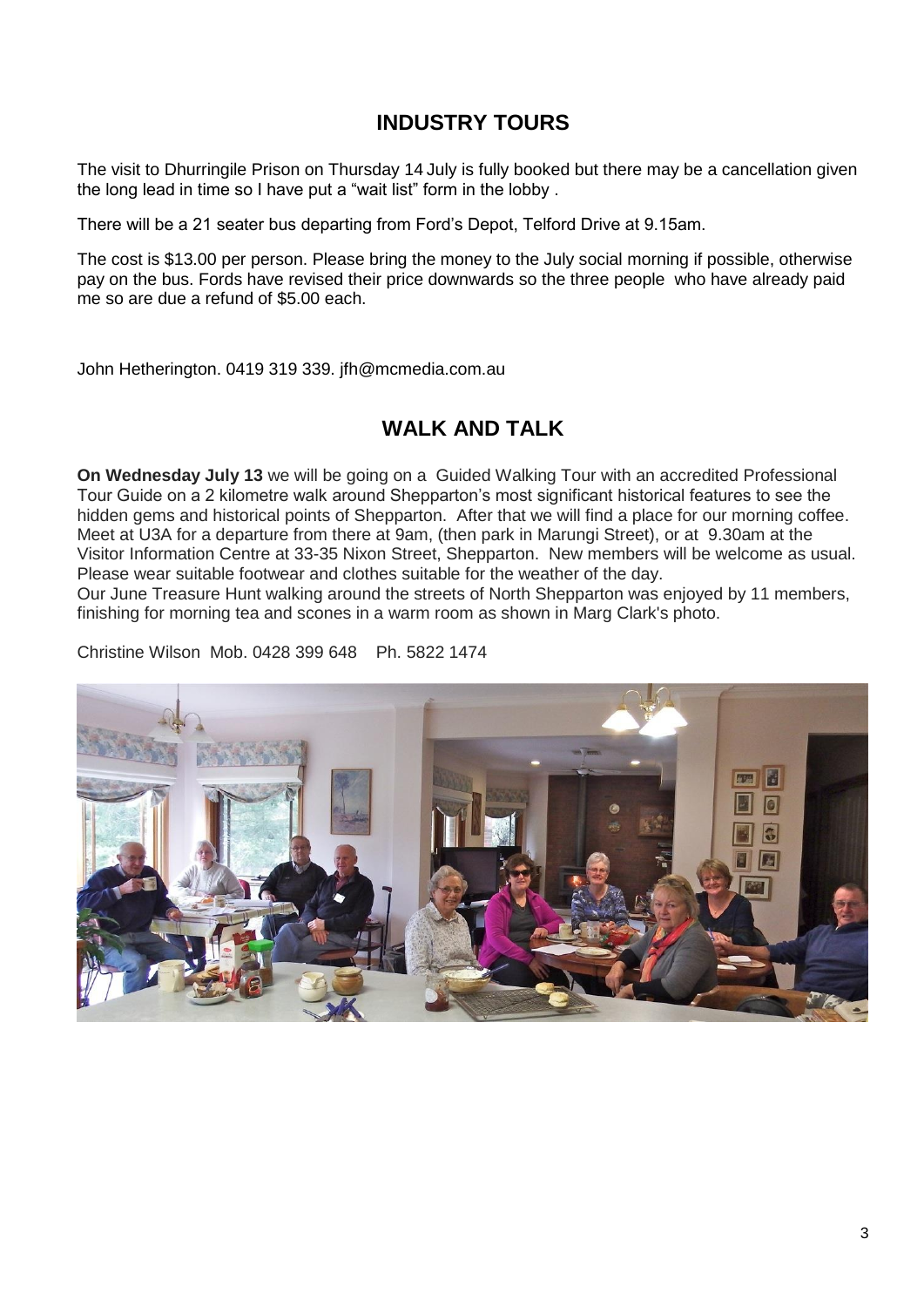## INDUSTRY TOURS

The visit to Dhurringile Prison on Thursday 14 July is fully booked but there may be a cancellation given the long lead in time so I have put a "wait list" form in the lobby .

There will be a 21 seater bus departing from Ford's Depot, Telford Drive at 9.15am.

The cost is $13.00 per person. Please bring the money to the July social morning if possible, otherwise pay on the bus. Fords have revised their price downwards so the three people who have already paid me so are due a refund of $5.00 each.

John Hetherington. 0419 319 339. jfh@mcmedia.com.au

## WALK AND TALK

**On Wednesday July 13** we will be going on a Guided Walking Tour with an accredited Professional Tour Guide on a 2 kilometre walk around Shepparton's most significant historical features to see the hidden gems and historical points of Shepparton. After that we will find a place for our morning coffee. Meet at U3A for a departure from there at 9am, (then park in Marungi Street), or at 9.30am at the Visitor Information Centre at 33-35 Nixon Street, Shepparton. New members will be welcome as usual. Please wear suitable footwear and clothes suitable for the weather of the day.
Our June Treasure Hunt walking around the streets of North Shepparton was enjoyed by 11 members, finishing for morning tea and scones in a warm room as shown in Marg Clark's photo.

Christine Wilson Mob. 0428 399 648 Ph. 5822 1474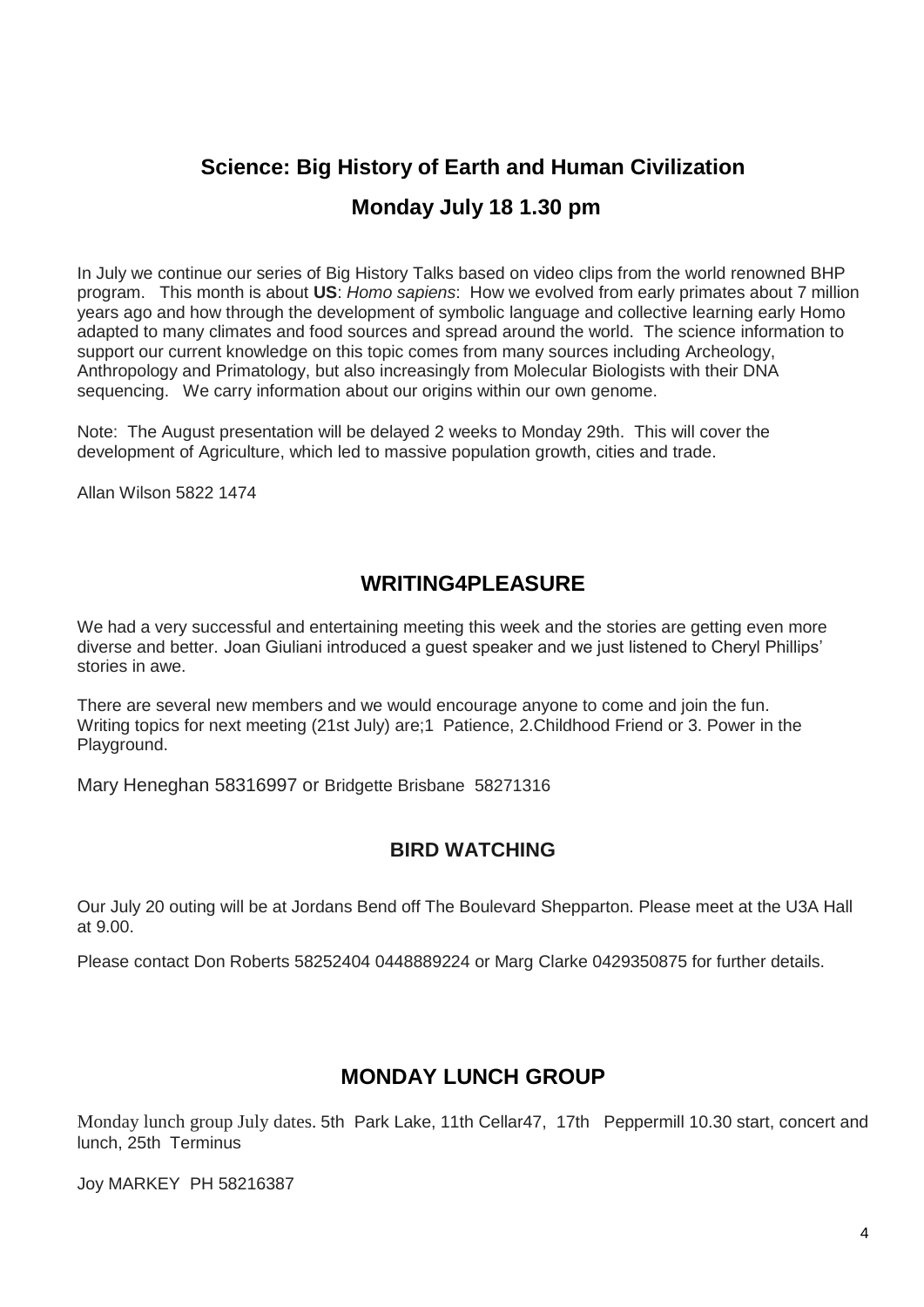## Science: Big History of Earth and Human Civilization

## Monday July 18 1.30 pm

In July we continue our series of Big History Talks based on video clips from the world renowned BHP program. This month is about **US**: *Homo sapiens*: How we evolved from early primates about 7 million years ago and how through the development of symbolic language and collective learning early Homo adapted to many climates and food sources and spread around the world. The science information to support our current knowledge on this topic comes from many sources including Archeology, Anthropology and Primatology, but also increasingly from Molecular Biologists with their DNA sequencing. We carry information about our origins within our own genome.

Note: The August presentation will be delayed 2 weeks to Monday 29th. This will cover the development of Agriculture, which led to massive population growth, cities and trade.

Allan Wilson 5822 1474

## WRITING4PLEASURE

We had a very successful and entertaining meeting this week and the stories are getting even more diverse and better. Joan Giuliani introduced a guest speaker and we just listened to Cheryl Phillips' stories in awe.

There are several new members and we would encourage anyone to come and join the fun. Writing topics for next meeting (21st July) are;1 Patience, 2.Childhood Friend or 3. Power in the Playground.

Mary Heneghan 58316997 or Bridgette Brisbane 58271316

### BIRD WATCHING

Our July 20 outing will be at Jordans Bend off The Boulevard Shepparton. Please meet at the U3A Hall at 9.00.

Please contact Don Roberts 58252404 0448889224 or Marg Clarke 0429350875 for further details.

## MONDAY LUNCH GROUP

Monday lunch group July dates. 5th Park Lake, 11th Cellar47, 17th Peppermill 10.30 start, concert and lunch, 25th Terminus

Joy MARKEY PH 58216387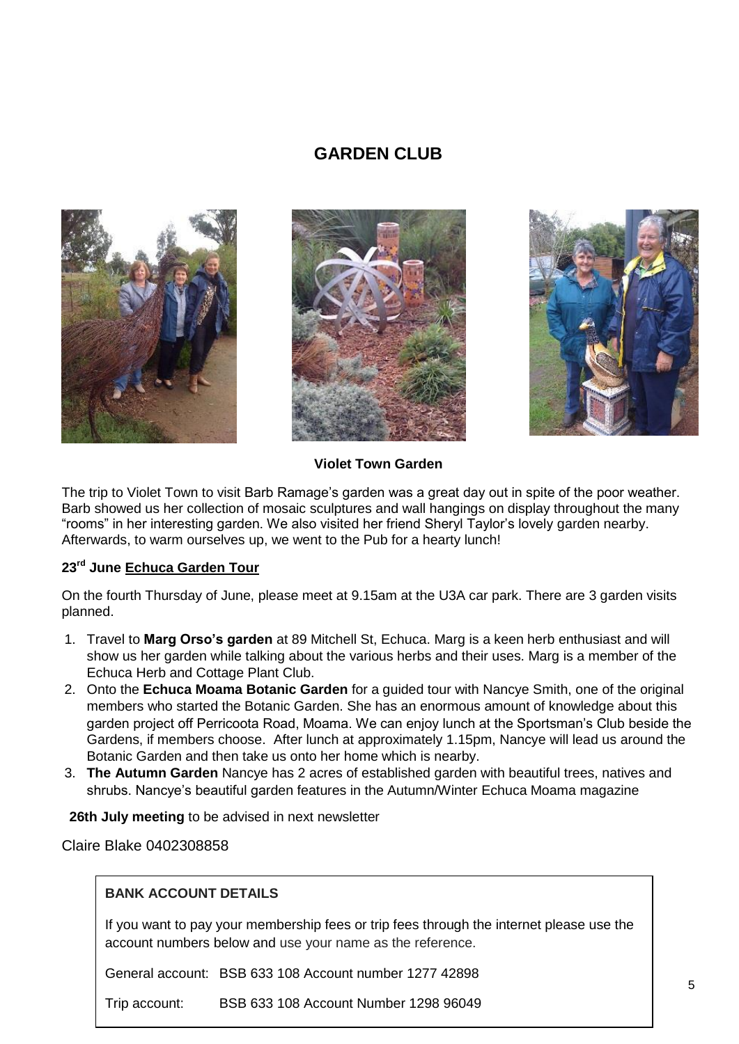# GARDEN CLUB

**Violet Town Garden**

The trip to Violet Town to visit Barb Ramage's garden was a great day out in spite of the poor weather. Barb showed us her collection of mosaic sculptures and wall hangings on display throughout the many "rooms" in her interesting garden. We also visited her friend Sheryl Taylor's lovely garden nearby. Afterwards, to warm ourselves up, we went to the Pub for a hearty lunch!

**23rd June Echuca Garden Tour**

On the fourth Thursday of June, please meet at 9.15am at the U3A car park. There are 3 garden visits planned.

1. Travel to **Marg Orso's garden** at 89 Mitchell St, Echuca. Marg is a keen herb enthusiast and will show us her garden while talking about the various herbs and their uses. Marg is a member of the Echuca Herb and Cottage Plant Club.
2. Onto the **Echuca Moama Botanic Garden** for a guided tour with Nancye Smith, one of the original members who started the Botanic Garden. She has an enormous amount of knowledge about this garden project off Perricoota Road, Moama. We can enjoy lunch at the Sportsman's Club beside the Gardens, if members choose. After lunch at approximately 1.15pm, Nancye will lead us around the Botanic Garden and then take us onto her home which is nearby.
3. **The Autumn Garden** Nancye has 2 acres of established garden with beautiful trees, natives and shrubs. Nancye's beautiful garden features in the Autumn/Winter Echuca Moama magazine

**26th July meeting** to be advised in next newsletter

Claire Blake 0402308858

**BANK ACCOUNT DETAILS**

If you want to pay your membership fees or trip fees through the internet please use the account numbers below and use your name as the reference.

General account: BSB 633 108 Account number 1277 42898

Trip account: BSB 633 108 Account Number 1298 96049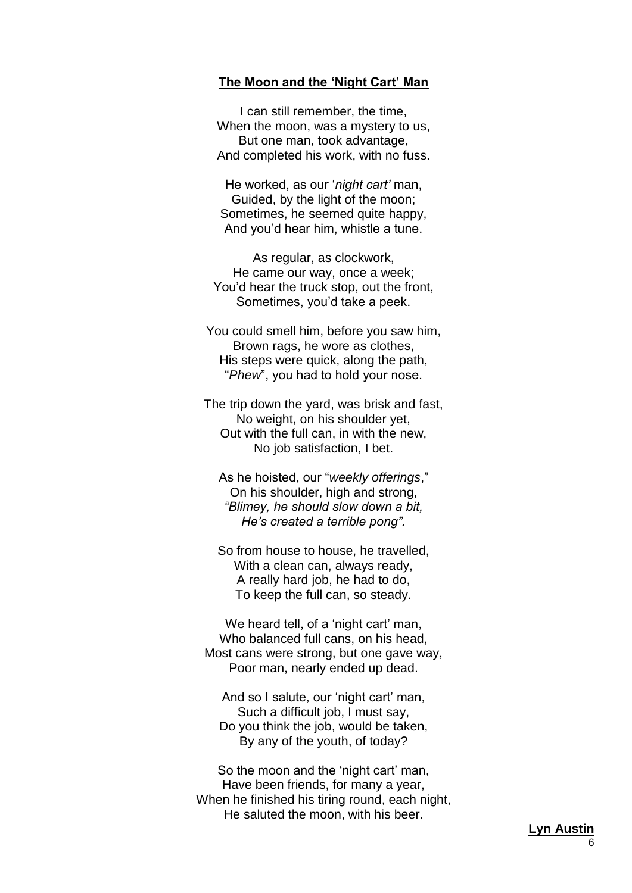**The Moon and the 'Night Cart' Man**

I can still remember, the time,  
When the moon, was a mystery to us,  
But one man, took advantage,  
And completed his work, with no fuss.

He worked, as our '*night cart'* man,  
Guided, by the light of the moon;  
Sometimes, he seemed quite happy,  
And you'd hear him, whistle a tune.

As regular, as clockwork,  
He came our way, once a week;  
You'd hear the truck stop, out the front,  
Sometimes, you'd take a peek.

You could smell him, before you saw him,  
Brown rags, he wore as clothes,  
His steps were quick, along the path,  
"*Phew*", you had to hold your nose.

The trip down the yard, was brisk and fast,  
No weight, on his shoulder yet,  
Out with the full can, in with the new,  
No job satisfaction, I bet.

As he hoisted, our "*weekly offerings*,"  
On his shoulder, high and strong,  
*"Blimey, he should slow down a bit,*  
*He's created a terrible pong".*

So from house to house, he travelled,  
With a clean can, always ready,  
A really hard job, he had to do,  
To keep the full can, so steady.

We heard tell, of a 'night cart' man,  
Who balanced full cans, on his head,  
Most cans were strong, but one gave way,  
Poor man, nearly ended up dead.

And so I salute, our 'night cart' man,  
Such a difficult job, I must say,  
Do you think the job, would be taken,  
By any of the youth, of today?

So the moon and the 'night cart' man,  
Have been friends, for many a year,  
When he finished his tiring round, each night,  
He saluted the moon, with his beer.

**Lyn Austin**